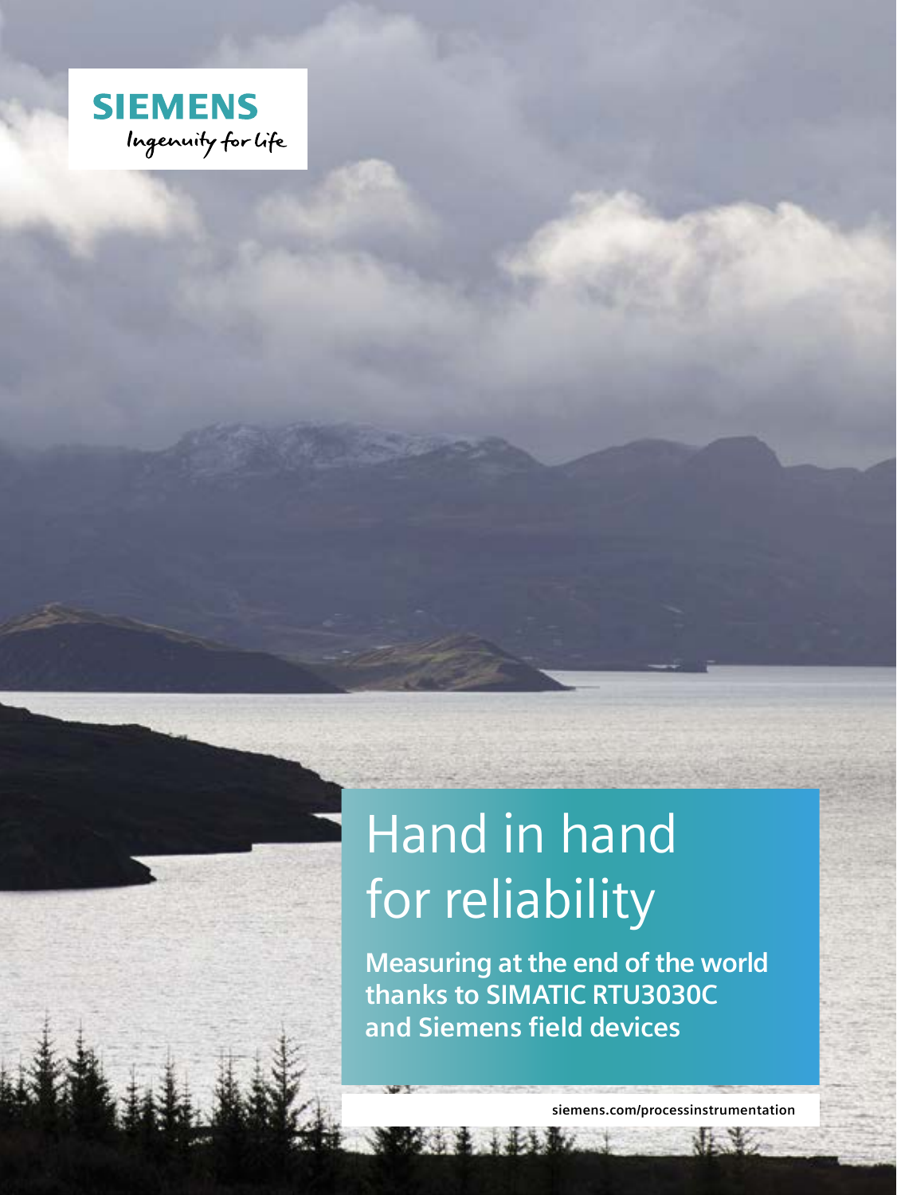SIEMENS

Ingenuity for life

# Hand in hand for reliability

**Measuring at the end of the world thanks to SIMATIC RTU3030C and Siemens field devices**

siemens.com/processinstrumentation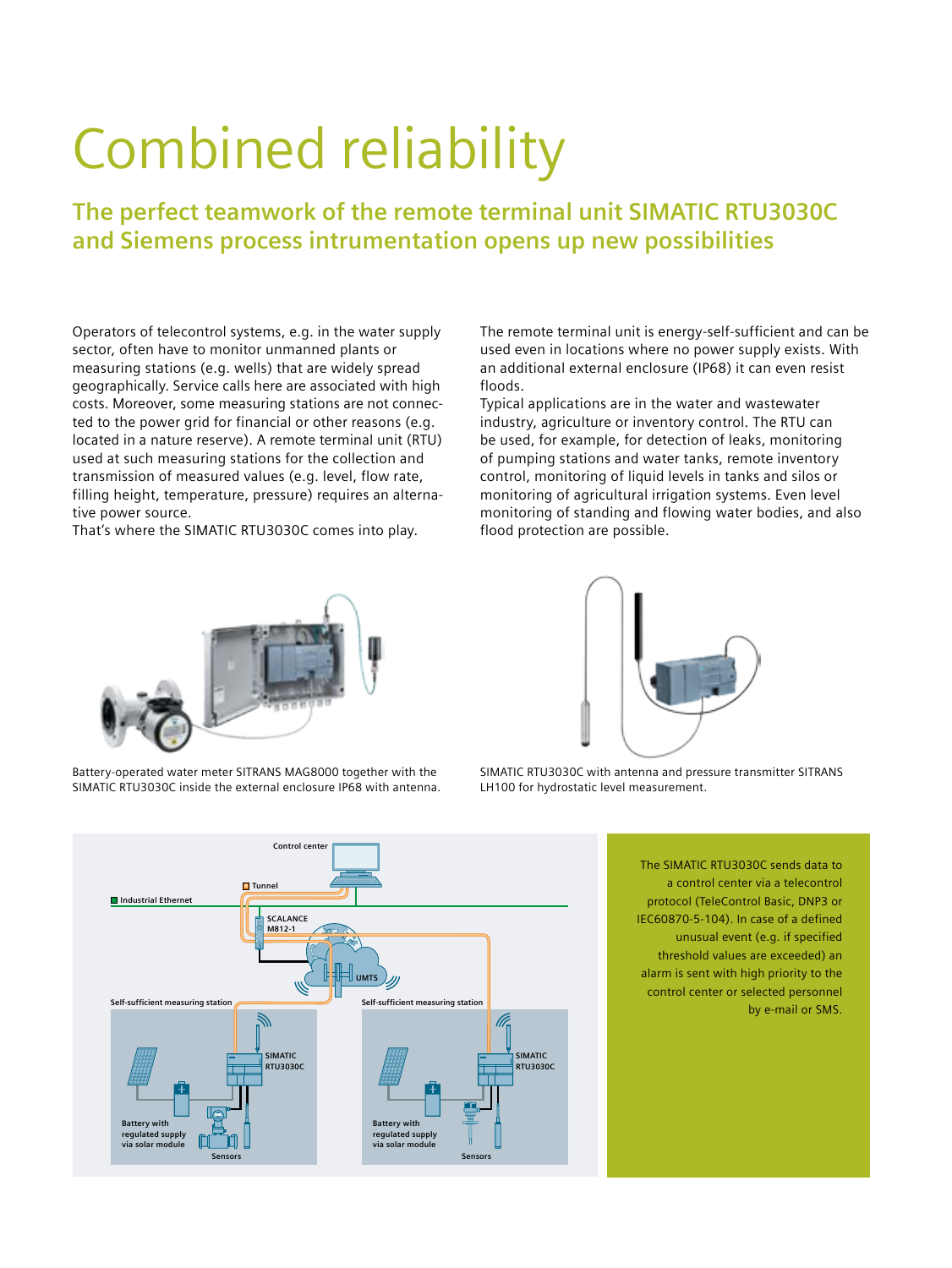# Combined reliability

## The perfect teamwork of the remote terminal unit SIMATIC RTU3030C and Siemens process intrumentation opens up new possibilities

Operators of telecontrol systems, e.g. in the water supply sector, often have to monitor unmanned plants or measuring stations (e.g. wells) that are widely spread geographically. Service calls here are associated with high costs. Moreover, some measuring stations are not connected to the power grid for financial or other reasons (e.g. located in a nature reserve). A remote terminal unit (RTU) used at such measuring stations for the collection and transmission of measured values (e.g. level, flow rate, filling height, temperature, pressure) requires an alternative power source.
That's where the SIMATIC RTU3030C comes into play.

The remote terminal unit is energy-self-sufficient and can be used even in locations where no power supply exists. With an additional external enclosure (IP68) it can even resist floods.
Typical applications are in the water and wastewater industry, agriculture or inventory control. The RTU can be used, for example, for detection of leaks, monitoring of pumping stations and water tanks, remote inventory control, monitoring of liquid levels in tanks and silos or monitoring of agricultural irrigation systems. Even level monitoring of standing and flowing water bodies, and also flood protection are possible.

Battery-operated water meter SITRANS MAG8000 together with the SIMATIC RTU3030C inside the external enclosure IP68 with antenna.

SIMATIC RTU3030C with antenna and pressure transmitter SITRANS LH100 for hydrostatic level measurement.

Control center

Tunnel

Industrial Ethernet

SCALANCE M812-1

UMTS

Self-sufficient measuring station

SIMATIC RTU3030C

Battery with regulated supply via solar module

Sensors

Self-sufficient measuring station

SIMATIC RTU3030C

Battery with regulated supply via solar module

Sensors

The SIMATIC RTU3030C sends data to a control center via a telecontrol protocol (TeleControl Basic, DNP3 or IEC60870-5-104). In case of a defined unusual event (e.g. if specified threshold values are exceeded) an alarm is sent with high priority to the control center or selected personnel by e-mail or SMS.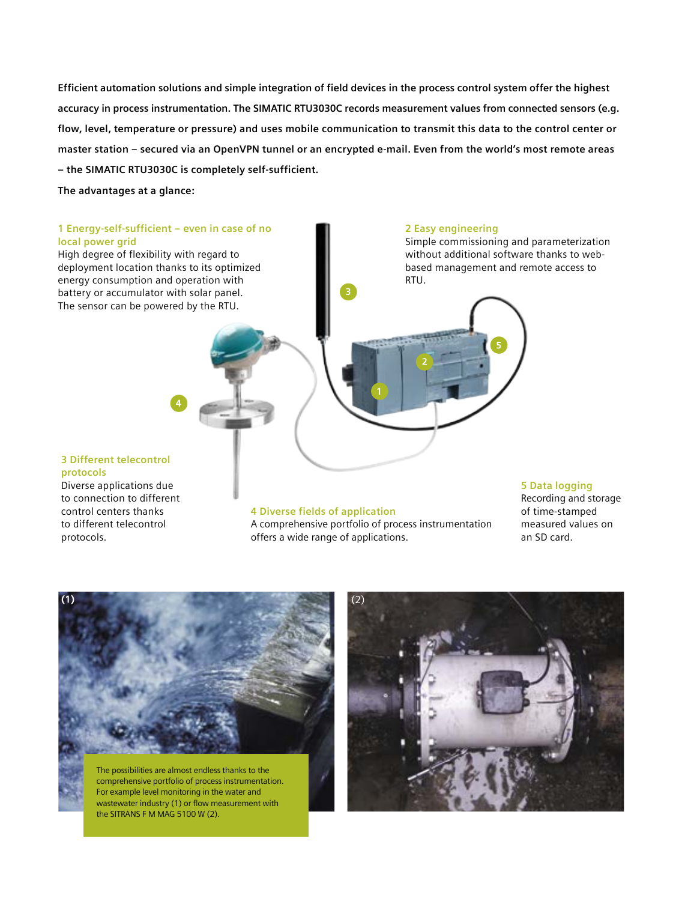**Efficient automation solutions and simple integration of field devices in the process control system offer the highest accuracy in process instrumentation. The SIMATIC RTU3030C records measurement values from connected sensors (e.g. flow, level, temperature or pressure) and uses mobile communication to transmit this data to the control center or master station – secured via an OpenVPN tunnel or an encrypted e-mail. Even from the world's most remote areas – the SIMATIC RTU3030C is completely self-sufficient.**

**The advantages at a glance:**

### 1 Energy-self-sufficient – even in case of no local power grid

High degree of flexibility with regard to deployment location thanks to its optimized energy consumption and operation with battery or accumulator with solar panel. The sensor can be powered by the RTU.

### 2 Easy engineering

Simple commissioning and parameterization without additional software thanks to web-based management and remote access to RTU.

### 3 Different telecontrol protocols

Diverse applications due to connection to different control centers thanks to different telecontrol protocols.

### 4 Diverse fields of application

A comprehensive portfolio of process instrumentation offers a wide range of applications.

### 5 Data logging

Recording and storage of time-stamped measured values on an SD card.

The possibilities are almost endless thanks to the comprehensive portfolio of process instrumentation. For example level monitoring in the water and wastewater industry (1) or flow measurement with the SITRANS F M MAG 5100 W (2).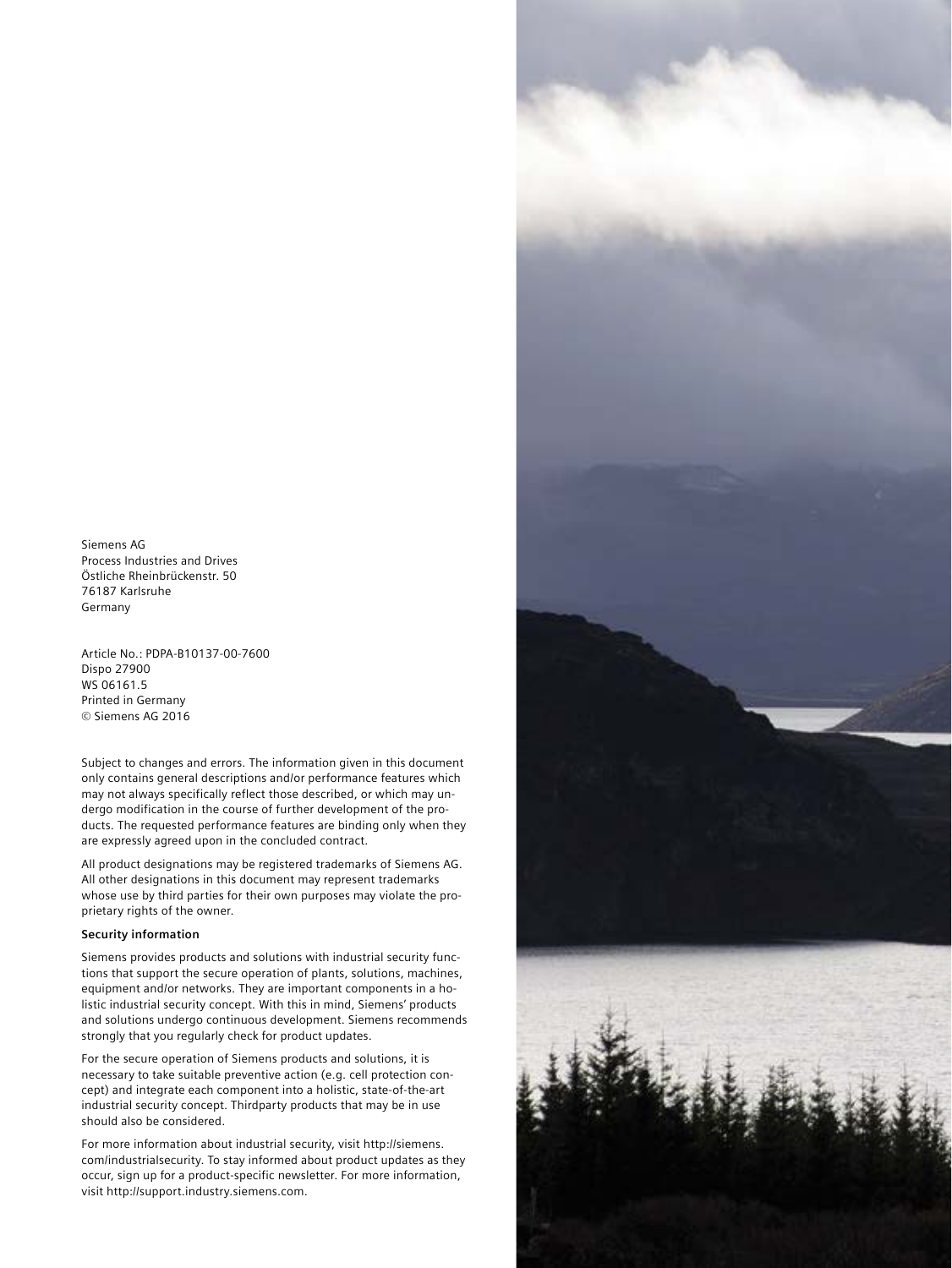Siemens AG
Process Industries and Drives
Östliche Rheinbrückenstr. 50
76187 Karlsruhe
Germany

Article No.: PDPA-B10137-00-7600
Dispo 27900
WS 06161.5
Printed in Germany
© Siemens AG 2016

Subject to changes and errors. The information given in this document only contains general descriptions and/or performance features which may not always specifically reflect those described, or which may undergo modification in the course of further development of the products. The requested performance features are binding only when they are expressly agreed upon in the concluded contract.

All product designations may be registered trademarks of Siemens AG. All other designations in this document may represent trademarks whose use by third parties for their own purposes may violate the proprietary rights of the owner.

**Security information**

Siemens provides products and solutions with industrial security functions that support the secure operation of plants, solutions, machines, equipment and/or networks. They are important components in a holistic industrial security concept. With this in mind, Siemens' products and solutions undergo continuous development. Siemens recommends strongly that you regularly check for product updates.

For the secure operation of Siemens products and solutions, it is necessary to take suitable preventive action (e.g. cell protection concept) and integrate each component into a holistic, state-of-the-art industrial security concept. Thirdparty products that may be in use should also be considered.

For more information about industrial security, visit http://siemens.com/industrialsecurity. To stay informed about product updates as they occur, sign up for a product-specific newsletter. For more information, visit http://support.industry.siemens.com.